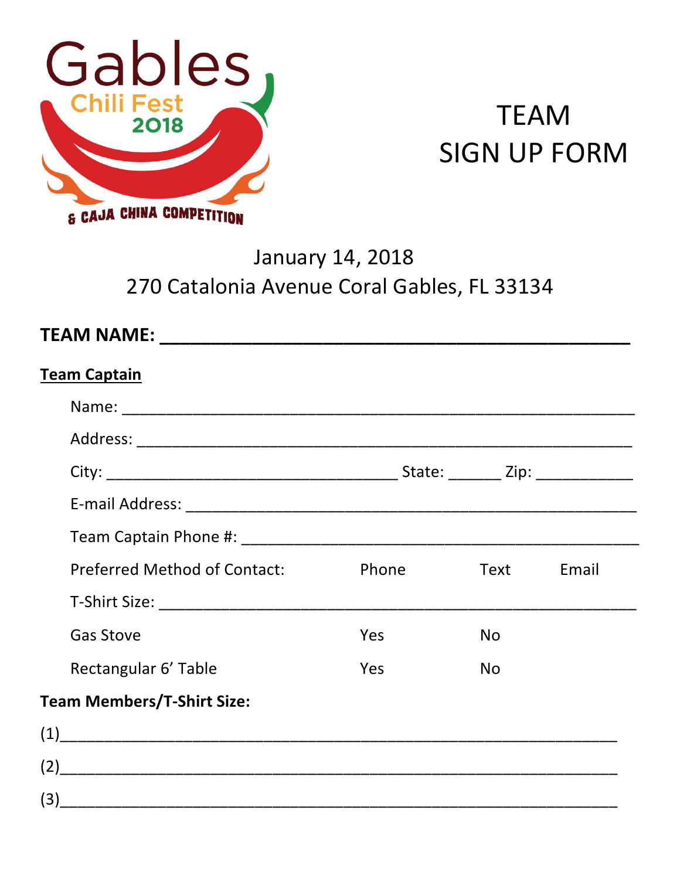Gables
Chili Fest
2018
& CAJA CHINA COMPETITION

# TEAM SIGN UP FORM

January 14, 2018
270 Catalonia Avenue Coral Gables, FL 33134

**TEAM NAME: ___________________________________________**

**Team Captain**

Name: ____________________________________________________

Address: __________________________________________________

City: _______________________________ State: ______ Zip: ___________

E-mail Address: ____________________________________________

Team Captain Phone #: ______________________________________

Preferred Method of Contact: Phone Text Email

T-Shirt Size: _______________________________________________

Gas Stove Yes No

Rectangular 6’ Table Yes No

**Team Members/T-Shirt Size:**

(1)_________________________________________________________

(2)_________________________________________________________

(3)_________________________________________________________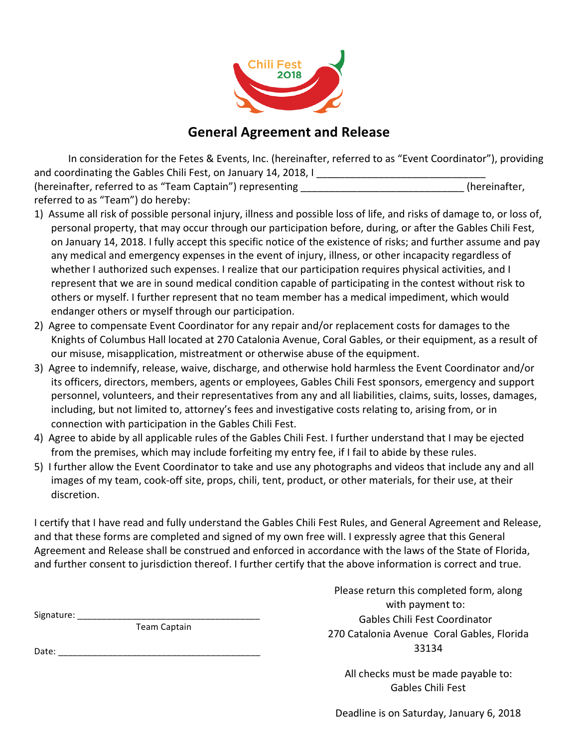Chili Fest
2018

# General Agreement and Release

In consideration for the Fetes & Events, Inc. (hereinafter, referred to as "Event Coordinator"), providing and coordinating the Gables Chili Fest, on January 14, 2018, I ______________________________ (hereinafter, referred to as "Team Captain") representing ____________________________ (hereinafter, referred to as "Team") do hereby:

1) Assume all risk of possible personal injury, illness and possible loss of life, and risks of damage to, or loss of, personal property, that may occur through our participation before, during, or after the Gables Chili Fest, on January 14, 2018. I fully accept this specific notice of the existence of risks; and further assume and pay any medical and emergency expenses in the event of injury, illness, or other incapacity regardless of whether I authorized such expenses. I realize that our participation requires physical activities, and I represent that we are in sound medical condition capable of participating in the contest without risk to others or myself. I further represent that no team member has a medical impediment, which would endanger others or myself through our participation.
2) Agree to compensate Event Coordinator for any repair and/or replacement costs for damages to the Knights of Columbus Hall located at 270 Catalonia Avenue, Coral Gables, or their equipment, as a result of our misuse, misapplication, mistreatment or otherwise abuse of the equipment.
3) Agree to indemnify, release, waive, discharge, and otherwise hold harmless the Event Coordinator and/or its officers, directors, members, agents or employees, Gables Chili Fest sponsors, emergency and support personnel, volunteers, and their representatives from any and all liabilities, claims, suits, losses, damages, including, but not limited to, attorney's fees and investigative costs relating to, arising from, or in connection with participation in the Gables Chili Fest.
4) Agree to abide by all applicable rules of the Gables Chili Fest. I further understand that I may be ejected from the premises, which may include forfeiting my entry fee, if I fail to abide by these rules.
5) I further allow the Event Coordinator to take and use any photographs and videos that include any and all images of my team, cook-off site, props, chili, tent, product, or other materials, for their use, at their discretion.

I certify that I have read and fully understand the Gables Chili Fest Rules, and General Agreement and Release, and that these forms are completed and signed of my own free will. I expressly agree that this General Agreement and Release shall be construed and enforced in accordance with the laws of the State of Florida, and further consent to jurisdiction thereof. I further certify that the above information is correct and true.

Signature: ____________________________________
Team Captain

Date: ________________________________________

Please return this completed form, along with payment to:
Gables Chili Fest Coordinator
270 Catalonia Avenue Coral Gables, Florida 33134

All checks must be made payable to:
Gables Chili Fest

Deadline is on Saturday, January 6, 2018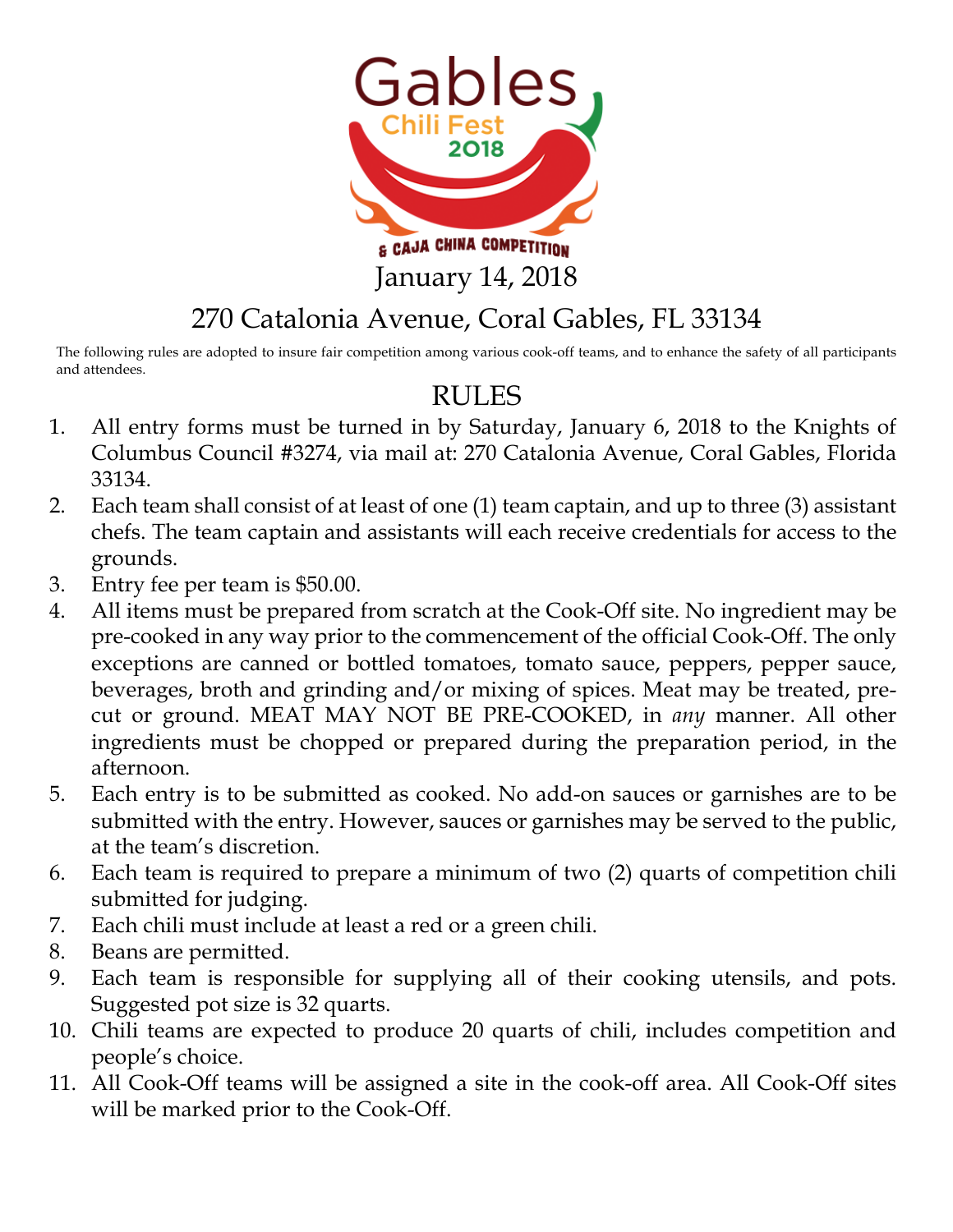# Gables Chili Fest 2018

& CAJA CHINA COMPETITION

January 14, 2018

270 Catalonia Avenue, Coral Gables, FL 33134

The following rules are adopted to insure fair competition among various cook-off teams, and to enhance the safety of all participants and attendees.

## RULES

1. All entry forms must be turned in by Saturday, January 6, 2018 to the Knights of Columbus Council #3274, via mail at: 270 Catalonia Avenue, Coral Gables, Florida 33134.
2. Each team shall consist of at least of one (1) team captain, and up to three (3) assistant chefs. The team captain and assistants will each receive credentials for access to the grounds.
3. Entry fee per team is $50.00.
4. All items must be prepared from scratch at the Cook-Off site. No ingredient may be pre-cooked in any way prior to the commencement of the official Cook-Off. The only exceptions are canned or bottled tomatoes, tomato sauce, peppers, pepper sauce, beverages, broth and grinding and/or mixing of spices. Meat may be treated, pre-cut or ground. MEAT MAY NOT BE PRE-COOKED, in *any* manner. All other ingredients must be chopped or prepared during the preparation period, in the afternoon.
5. Each entry is to be submitted as cooked. No add-on sauces or garnishes are to be submitted with the entry. However, sauces or garnishes may be served to the public, at the team's discretion.
6. Each team is required to prepare a minimum of two (2) quarts of competition chili submitted for judging.
7. Each chili must include at least a red or a green chili.
8. Beans are permitted.
9. Each team is responsible for supplying all of their cooking utensils, and pots. Suggested pot size is 32 quarts.
10. Chili teams are expected to produce 20 quarts of chili, includes competition and people's choice.
11. All Cook-Off teams will be assigned a site in the cook-off area. All Cook-Off sites will be marked prior to the Cook-Off.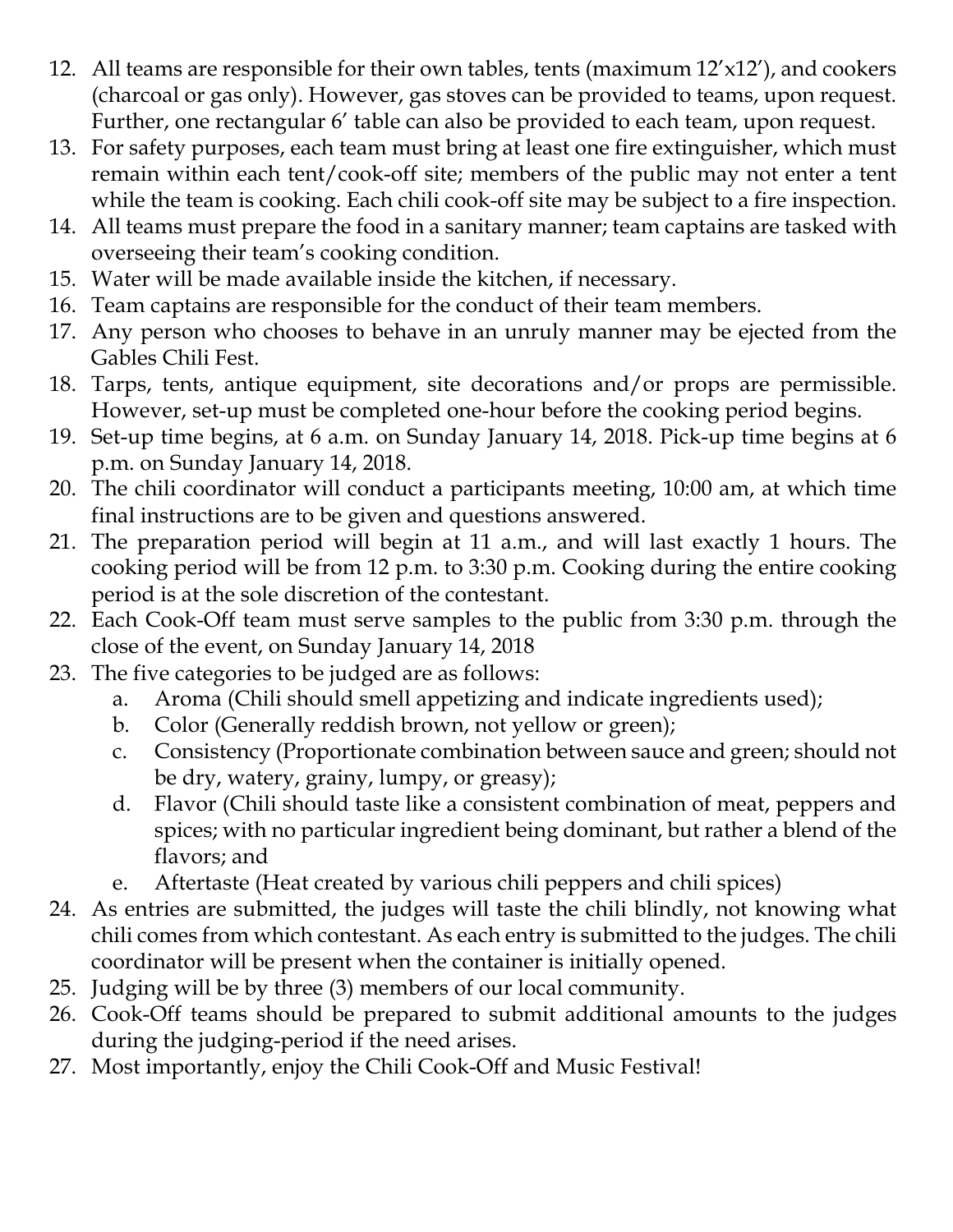12. All teams are responsible for their own tables, tents (maximum 12'x12'), and cookers (charcoal or gas only). However, gas stoves can be provided to teams, upon request. Further, one rectangular 6' table can also be provided to each team, upon request.
13. For safety purposes, each team must bring at least one fire extinguisher, which must remain within each tent/cook-off site; members of the public may not enter a tent while the team is cooking. Each chili cook-off site may be subject to a fire inspection.
14. All teams must prepare the food in a sanitary manner; team captains are tasked with overseeing their team's cooking condition.
15. Water will be made available inside the kitchen, if necessary.
16. Team captains are responsible for the conduct of their team members.
17. Any person who chooses to behave in an unruly manner may be ejected from the Gables Chili Fest.
18. Tarps, tents, antique equipment, site decorations and/or props are permissible. However, set-up must be completed one-hour before the cooking period begins.
19. Set-up time begins, at 6 a.m. on Sunday January 14, 2018. Pick-up time begins at 6 p.m. on Sunday January 14, 2018.
20. The chili coordinator will conduct a participants meeting, 10:00 am, at which time final instructions are to be given and questions answered.
21. The preparation period will begin at 11 a.m., and will last exactly 1 hours. The cooking period will be from 12 p.m. to 3:30 p.m. Cooking during the entire cooking period is at the sole discretion of the contestant.
22. Each Cook-Off team must serve samples to the public from 3:30 p.m. through the close of the event, on Sunday January 14, 2018
23. The five categories to be judged are as follows:
    a. Aroma (Chili should smell appetizing and indicate ingredients used);
    b. Color (Generally reddish brown, not yellow or green);
    c. Consistency (Proportionate combination between sauce and green; should not be dry, watery, grainy, lumpy, or greasy);
    d. Flavor (Chili should taste like a consistent combination of meat, peppers and spices; with no particular ingredient being dominant, but rather a blend of the flavors; and
    e. Aftertaste (Heat created by various chili peppers and chili spices)
24. As entries are submitted, the judges will taste the chili blindly, not knowing what chili comes from which contestant. As each entry is submitted to the judges. The chili coordinator will be present when the container is initially opened.
25. Judging will be by three (3) members of our local community.
26. Cook-Off teams should be prepared to submit additional amounts to the judges during the judging-period if the need arises.
27. Most importantly, enjoy the Chili Cook-Off and Music Festival!